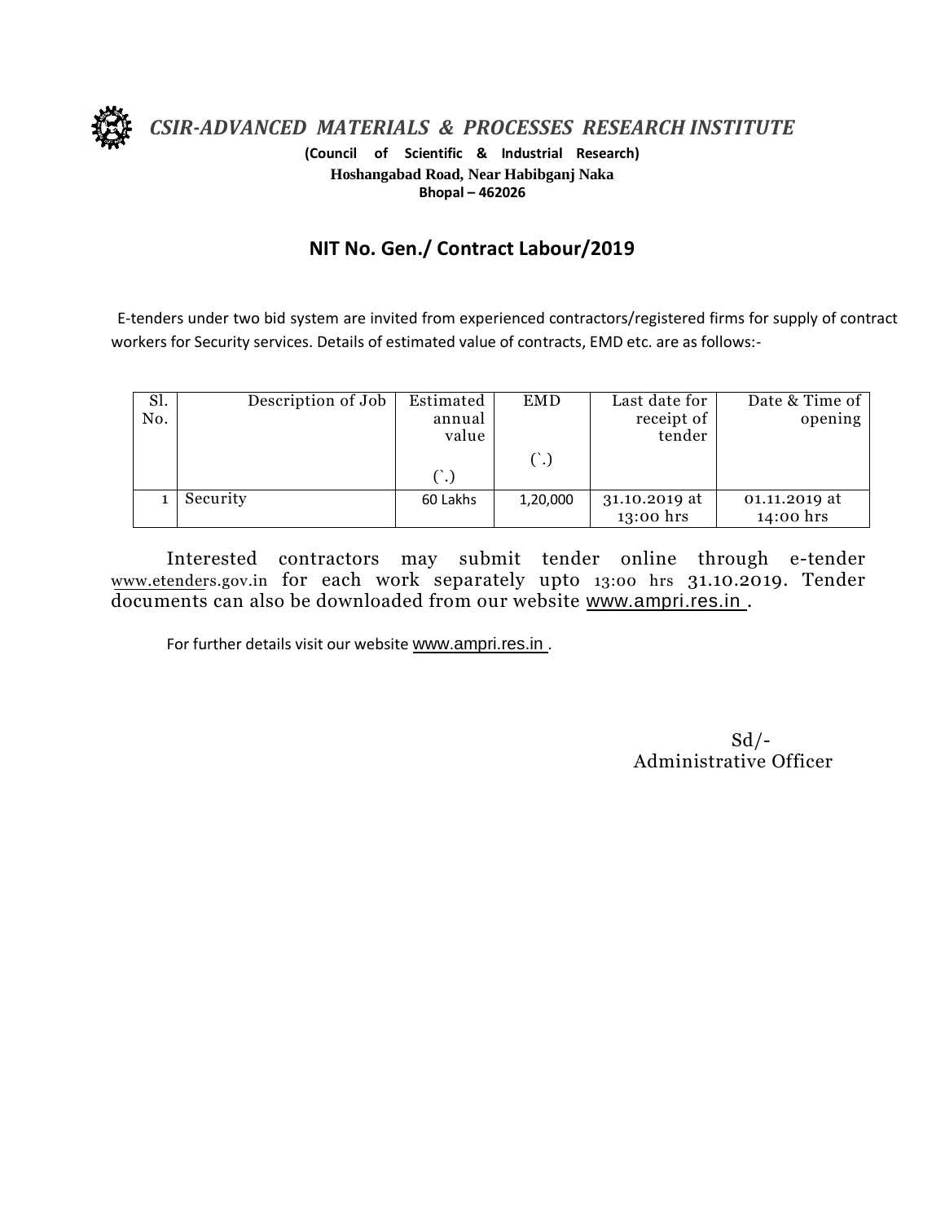# *CSIR-ADVANCED MATERIALS & PROCESSES RESEARCH INSTITUTE*

**(Council of Scientific & Industrial Research)**

**Hoshangabad Road, Near Habibganj Naka**

**Bhopal – 462026**

## NIT No. Gen./ Contract Labour/2019

E-tenders under two bid system are invited from experienced contractors/registered firms for supply of contract workers for Security services. Details of estimated value of contracts, EMD etc. are as follows:-

| Sl. No. | Description of Job | Estimated annual value (`.) | EMD (`.) | Last date for receipt of tender | Date & Time of opening |
|---|---|---|---|---|---|
| 1 | Security | 60 Lakhs | 1,20,000 | 31.10.2019 at 13:00 hrs | 01.11.2019 at 14:00 hrs |

Interested contractors may submit tender online through e-tender www.etenders.gov.in for each work separately upto 13:00 hrs 31.10.2019. Tender documents can also be downloaded from our website www.ampri.res.in .

For further details visit our website www.ampri.res.in .

Sd/-
Administrative Officer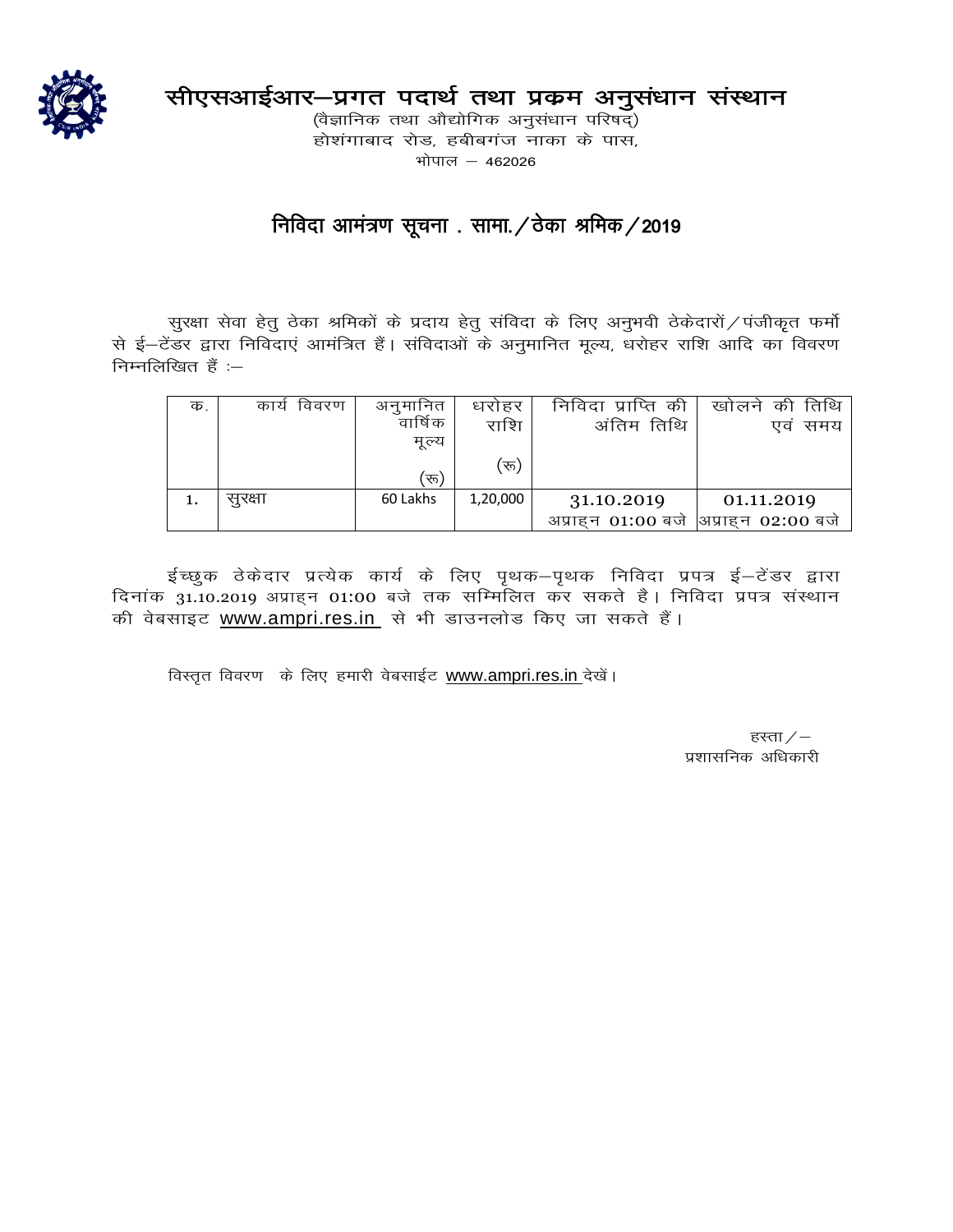# सीएसआईआर–प्रगत पदार्थ तथा प्रक्रम अनुसंधान संस्थान

(वैज्ञानिक तथा औद्योगिक अनुसंधान परिषद्)
होशंगाबाद रोड, हबीबगंज नाका के पास,
भोपाल – 462026

## निविदा आमंत्रण सूचना . सामा./ठेका श्रमिक/2019

सुरक्षा सेवा हेतु ठेका श्रमिकों के प्रदाय हेतु संविदा के लिए अनुभवी ठेकेदारों/पंजीकृत फर्मो से ई–टेंडर द्वारा निविदाएं आमंत्रित हैं। संविदाओं के अनुमानित मूल्य, धरोहर राशि आदि का विवरण निम्नलिखित हैं :–

| क. | कार्य विवरण | अनुमानित वार्षिक मूल्य (रू) | धरोहर राशि (रू) | निविदा प्राप्ति की अंतिम तिथि | खोलने की तिथि एवं समय |
|---|---|---|---|---|---|
| 1. | सुरक्षा | 60 Lakhs | 1,20,000 | 31.10.2019 अप्राह्न 01:00 बजे | 01.11.2019 अप्राह्न 02:00 बजे |

ईच्छुक ठेकेदार प्रत्येक कार्य के लिए पृथक–पृथक निविदा प्रपत्र ई–टेंडर द्वारा दिनांक 31.10.2019 अप्राह्न 01:00 बजे तक सम्मिलित कर सकते है। निविदा प्रपत्र संस्थान की वेबसाइट www.ampri.res.in से भी डाउनलोड किए जा सकते हैं।

विस्तृत विवरण के लिए हमारी वेबसाईट www.ampri.res.in देखें।

हस्ता/–
प्रशासनिक अधिकारी